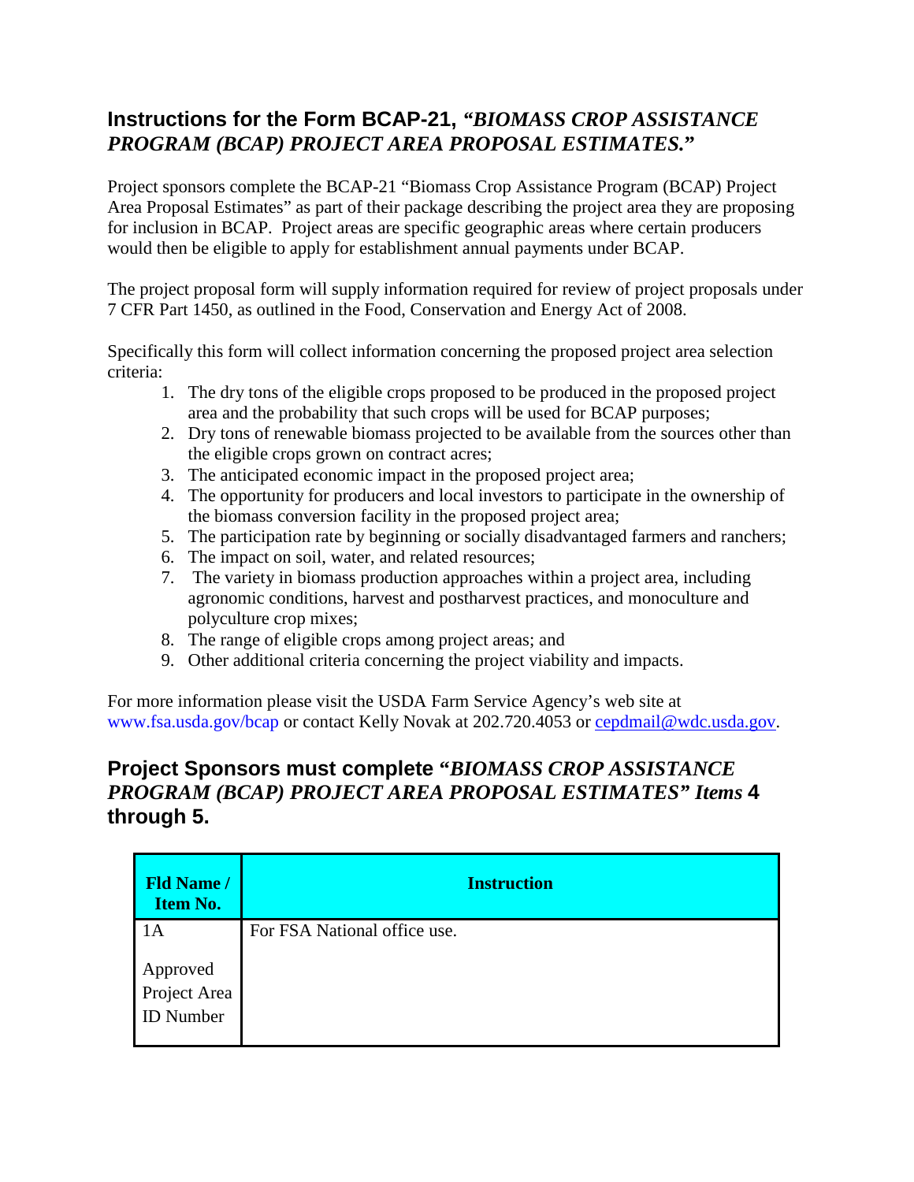## Instructions for the Form BCAP-21, *"BIOMASS CROP ASSISTANCE PROGRAM (BCAP) PROJECT AREA PROPOSAL ESTIMATES."*

Project sponsors complete the BCAP-21 "Biomass Crop Assistance Program (BCAP) Project Area Proposal Estimates" as part of their package describing the project area they are proposing for inclusion in BCAP. Project areas are specific geographic areas where certain producers would then be eligible to apply for establishment annual payments under BCAP.

The project proposal form will supply information required for review of project proposals under 7 CFR Part 1450, as outlined in the Food, Conservation and Energy Act of 2008.

Specifically this form will collect information concerning the proposed project area selection criteria:

1. The dry tons of the eligible crops proposed to be produced in the proposed project area and the probability that such crops will be used for BCAP purposes;
2. Dry tons of renewable biomass projected to be available from the sources other than the eligible crops grown on contract acres;
3. The anticipated economic impact in the proposed project area;
4. The opportunity for producers and local investors to participate in the ownership of the biomass conversion facility in the proposed project area;
5. The participation rate by beginning or socially disadvantaged farmers and ranchers;
6. The impact on soil, water, and related resources;
7. The variety in biomass production approaches within a project area, including agronomic conditions, harvest and postharvest practices, and monoculture and polyculture crop mixes;
8. The range of eligible crops among project areas; and
9. Other additional criteria concerning the project viability and impacts.

For more information please visit the USDA Farm Service Agency's web site at www.fsa.usda.gov/bcap or contact Kelly Novak at 202.720.4053 or cepdmail@wdc.usda.gov.

## Project Sponsors must complete *"BIOMASS CROP ASSISTANCE PROGRAM (BCAP) PROJECT AREA PROPOSAL ESTIMATES" Items* 4 through 5.

| Fld Name / Item No. | Instruction |
|---|---|
| 1A<br><br>Approved Project Area ID Number | For FSA National office use. |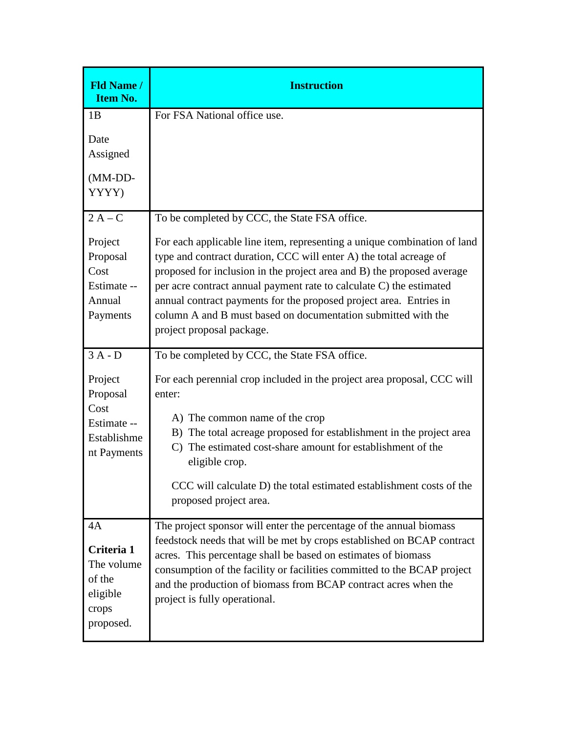| Fld Name / Item No. | Instruction |
|---|---|
| 1B<br><br>Date Assigned<br><br>(MM-DD-YYYY) | For FSA National office use. |
| 2 A – C<br><br>Project Proposal Cost Estimate -- Annual Payments | To be completed by CCC, the State FSA office.<br><br>For each applicable line item, representing a unique combination of land type and contract duration, CCC will enter A) the total acreage of proposed for inclusion in the project area and B) the proposed average per acre contract annual payment rate to calculate C) the estimated annual contract payments for the proposed project area. Entries in column A and B must based on documentation submitted with the project proposal package. |
| 3 A - D<br><br>Project Proposal Cost Estimate -- Establishment Payments | To be completed by CCC, the State FSA office.<br><br>For each perennial crop included in the project area proposal, CCC will enter:<br><br>A) The common name of the crop<br>B) The total acreage proposed for establishment in the project area<br>C) The estimated cost-share amount for establishment of the eligible crop.<br><br>CCC will calculate D) the total estimated establishment costs of the proposed project area. |
| 4A<br><br>**Criteria 1**<br>The volume of the eligible crops proposed. | The project sponsor will enter the percentage of the annual biomass feedstock needs that will be met by crops established on BCAP contract acres. This percentage shall be based on estimates of biomass consumption of the facility or facilities committed to the BCAP project and the production of biomass from BCAP contract acres when the project is fully operational. |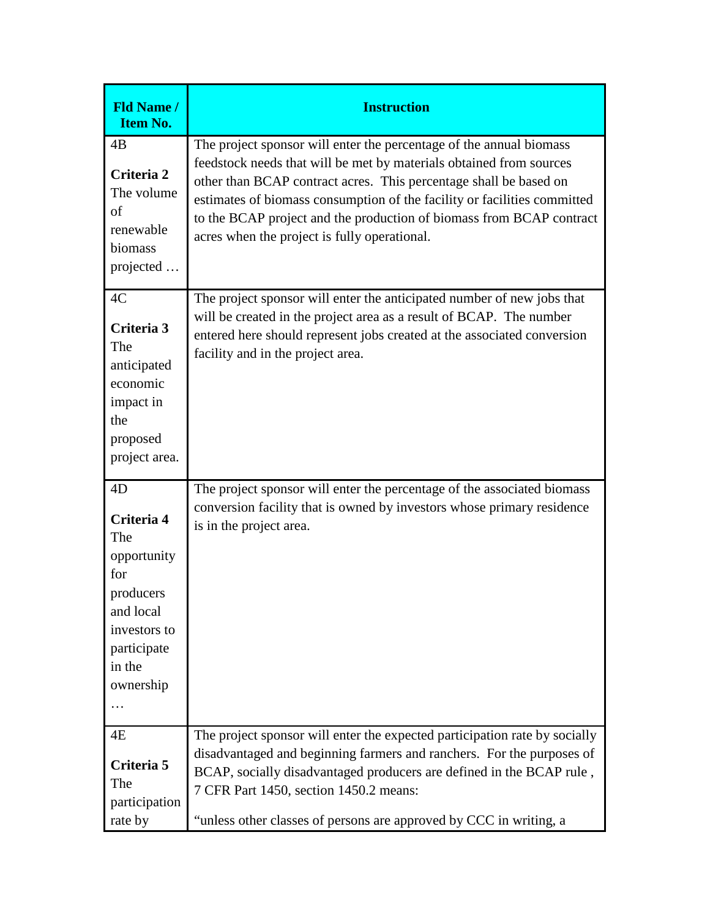| Fld Name / Item No. | Instruction |
|---|---|
| 4B<br><br>**Criteria 2**<br>The volume of renewable biomass projected … | The project sponsor will enter the percentage of the annual biomass feedstock needs that will be met by materials obtained from sources other than BCAP contract acres. This percentage shall be based on estimates of biomass consumption of the facility or facilities committed to the BCAP project and the production of biomass from BCAP contract acres when the project is fully operational. |
| 4C<br><br>**Criteria 3**<br>The anticipated economic impact in the proposed project area. | The project sponsor will enter the anticipated number of new jobs that will be created in the project area as a result of BCAP. The number entered here should represent jobs created at the associated conversion facility and in the project area. |
| 4D<br><br>**Criteria 4**<br>The opportunity for producers and local investors to participate in the ownership … | The project sponsor will enter the percentage of the associated biomass conversion facility that is owned by investors whose primary residence is in the project area. |
| 4E<br><br>**Criteria 5**<br>The participation rate by | The project sponsor will enter the expected participation rate by socially disadvantaged and beginning farmers and ranchers. For the purposes of BCAP, socially disadvantaged producers are defined in the BCAP rule , 7 CFR Part 1450, section 1450.2 means:<br><br>"unless other classes of persons are approved by CCC in writing, a |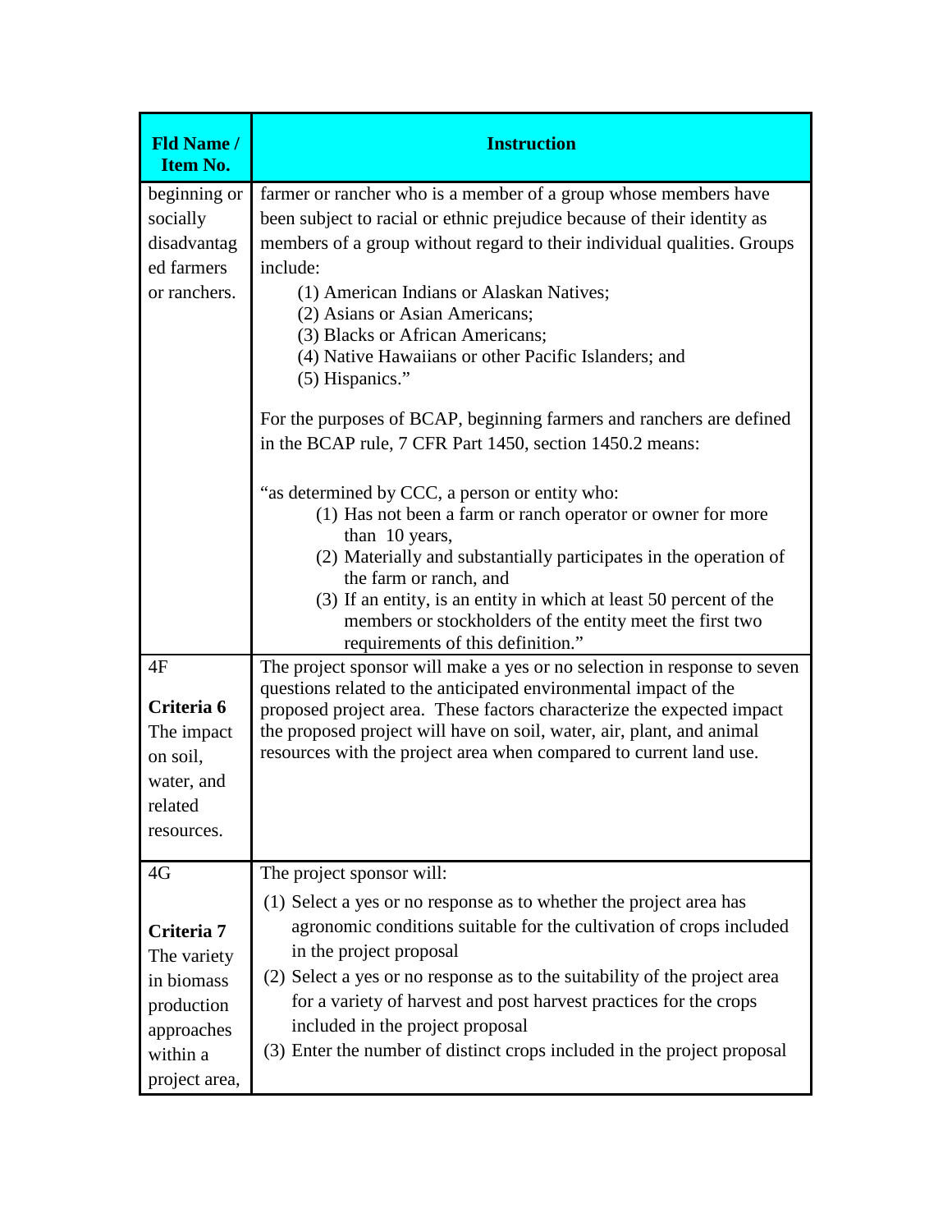| Fld Name / Item No. | Instruction |
|---|---|
| beginning or socially disadvantaged farmers or ranchers. | farmer or rancher who is a member of a group whose members have been subject to racial or ethnic prejudice because of their identity as members of a group without regard to their individual qualities. Groups include:<br>(1) American Indians or Alaskan Natives;<br>(2) Asians or Asian Americans;<br>(3) Blacks or African Americans;<br>(4) Native Hawaiians or other Pacific Islanders; and<br>(5) Hispanics."<br><br>For the purposes of BCAP, beginning farmers and ranchers are defined in the BCAP rule, 7 CFR Part 1450, section 1450.2 means:<br><br>"as determined by CCC, a person or entity who:<br>(1) Has not been a farm or ranch operator or owner for more than 10 years,<br>(2) Materially and substantially participates in the operation of the farm or ranch, and<br>(3) If an entity, is an entity in which at least 50 percent of the members or stockholders of the entity meet the first two requirements of this definition." |
| 4F<br><br>**Criteria 6**<br>The impact on soil, water, and related resources. | The project sponsor will make a yes or no selection in response to seven questions related to the anticipated environmental impact of the proposed project area. These factors characterize the expected impact the proposed project will have on soil, water, air, plant, and animal resources with the project area when compared to current land use. |
| 4G<br><br>**Criteria 7**<br>The variety in biomass production approaches within a project area, | The project sponsor will:<br>(1) Select a yes or no response as to whether the project area has agronomic conditions suitable for the cultivation of crops included in the project proposal<br>(2) Select a yes or no response as to the suitability of the project area for a variety of harvest and post harvest practices for the crops included in the project proposal<br>(3) Enter the number of distinct crops included in the project proposal |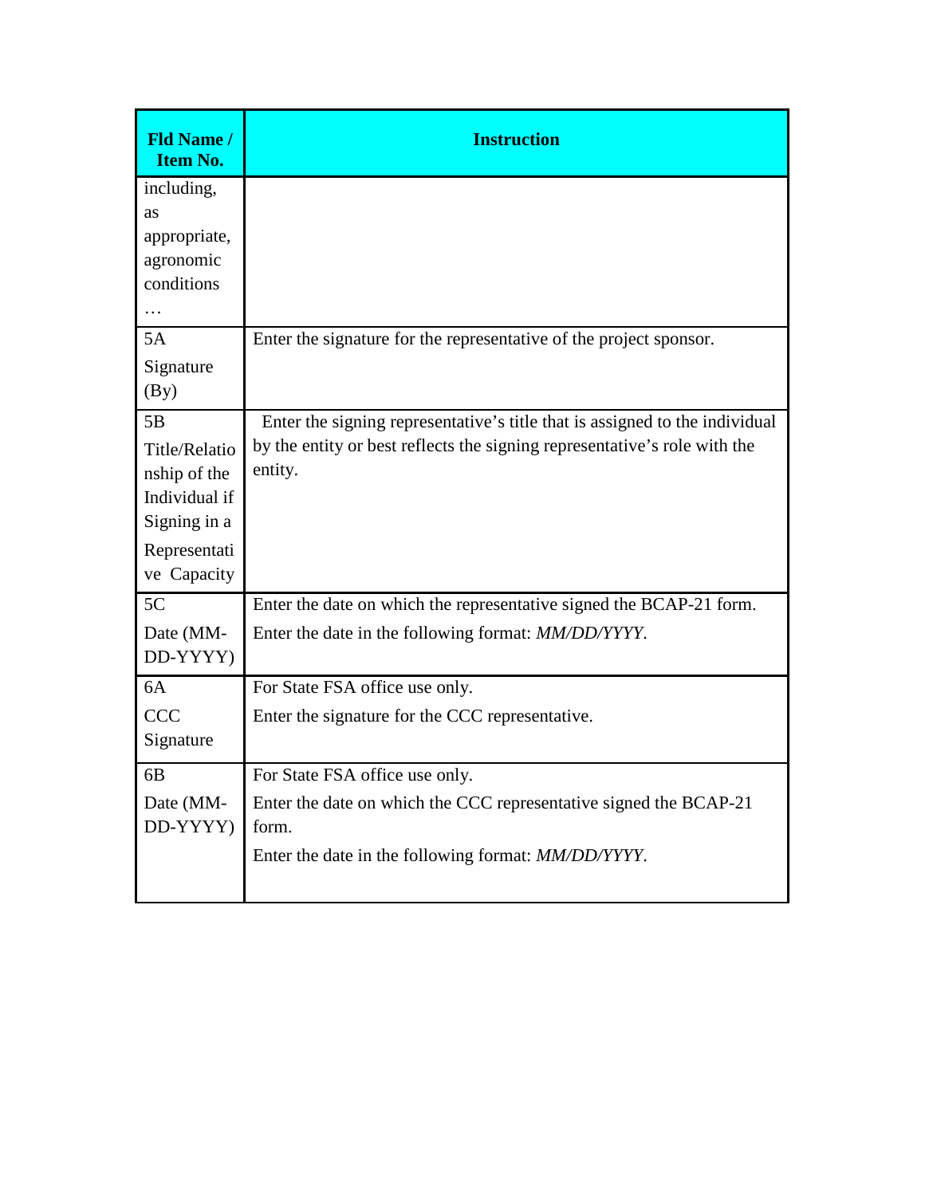| Fld Name / Item No. | Instruction |
| --- | --- |
| including, as appropriate, agronomic conditions … | |
| 5A Signature (By) | Enter the signature for the representative of the project sponsor. |
| 5B Title/Relationship of the Individual if Signing in a Representative Capacity | Enter the signing representative's title that is assigned to the individual by the entity or best reflects the signing representative's role with the entity. |
| 5C Date (MM-DD-YYYY) | Enter the date on which the representative signed the BCAP-21 form. Enter the date in the following format: *MM/DD/YYYY*. |
| 6A CCC Signature | For State FSA office use only. Enter the signature for the CCC representative. |
| 6B Date (MM-DD-YYYY) | For State FSA office use only. Enter the date on which the CCC representative signed the BCAP-21 form. Enter the date in the following format: *MM/DD/YYYY*. |